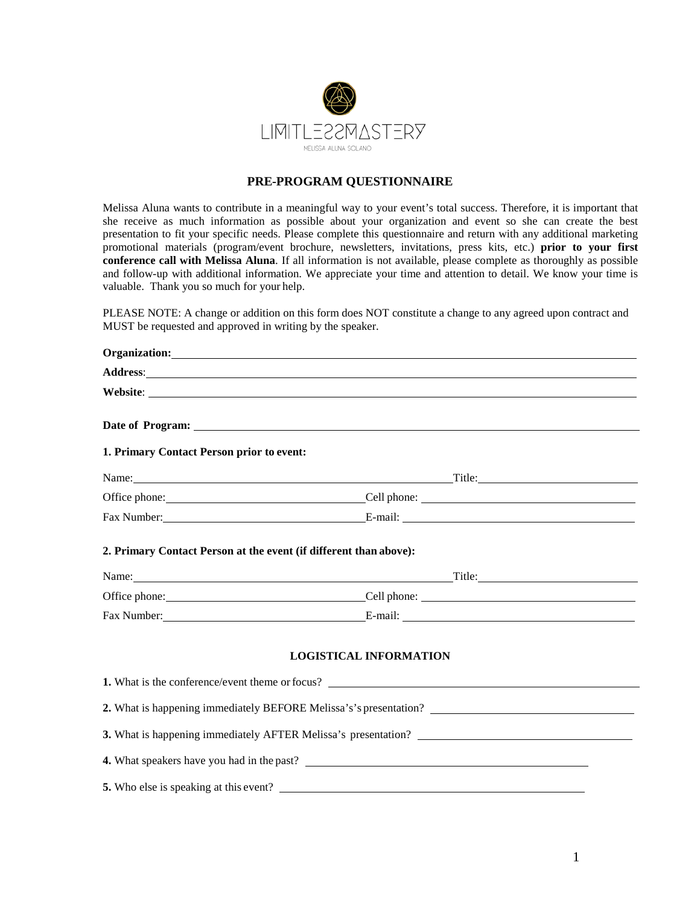LIMITLESSMASTERY

MELISSA ALUNA SOLANO

## PRE-PROGRAM QUESTIONNAIRE

Melissa Aluna wants to contribute in a meaningful way to your event's total success. Therefore, it is important that she receive as much information as possible about your organization and event so she can create the best presentation to fit your specific needs. Please complete this questionnaire and return with any additional marketing promotional materials (program/event brochure, newsletters, invitations, press kits, etc.) **prior to your first conference call with Melissa Aluna**. If all information is not available, please complete as thoroughly as possible and follow-up with additional information. We appreciate your time and attention to detail. We know your time is valuable. Thank you so much for your help.

PLEASE NOTE: A change or addition on this form does NOT constitute a change to any agreed upon contract and MUST be requested and approved in writing by the speaker.

**Organization:** ______________________________

**Address**: ______________________________

**Website**: ______________________________

**Date of Program:** ______________________________

**1. Primary Contact Person prior to event:**

Name: ______________________ Title: ______________________

Office phone: ______________________ Cell phone: ______________________

Fax Number: ______________________ E-mail: ______________________

**2. Primary Contact Person at the event (if different than above):**

Name: ______________________ Title: ______________________

Office phone: ______________________ Cell phone: ______________________

Fax Number: ______________________ E-mail: ______________________

### LOGISTICAL INFORMATION

**1.** What is the conference/event theme or focus? ______________________

**2.** What is happening immediately BEFORE Melissa's's presentation? ______________________

**3.** What is happening immediately AFTER Melissa's presentation? ______________________

**4.** What speakers have you had in the past? ______________________

**5.** Who else is speaking at this event? ______________________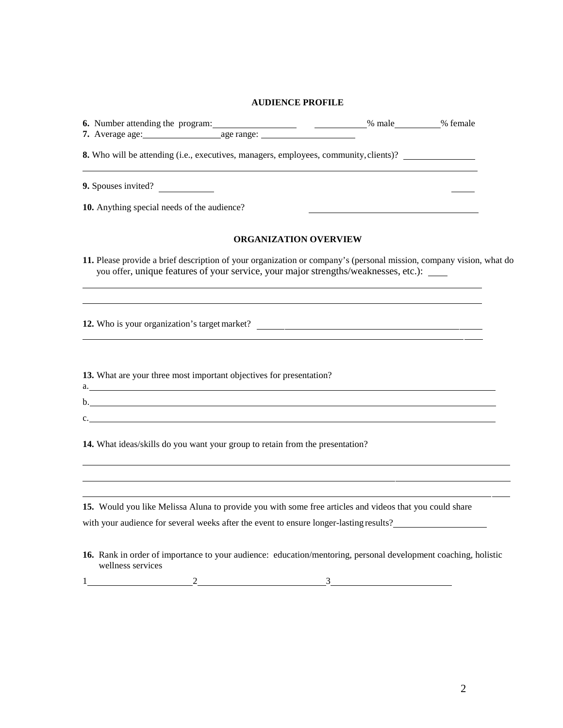## AUDIENCE PROFILE

**6.** Number attending the program: __________________ __________% male__________% female

**7.** Average age: ________________ age range: ____________________

**8.** Who will be attending (i.e., executives, managers, employees, community, clients)? _______________

______________________________________________________________________________

**9.** Spouses invited? ___________

**10.** Anything special needs of the audience? ____________________________________

## ORGANIZATION OVERVIEW

**11.** Please provide a brief description of your organization or company's (personal mission, company vision, what do you offer, unique features of your service, your major strengths/weaknesses, etc.): ____

______________________________________________________________________________

______________________________________________________________________________

**12.** Who is your organization's target market? ________________________________________

______________________________________________________________________________

**13.** What are your three most important objectives for presentation?

a.______________________________________________________________________________

b.______________________________________________________________________________

c.______________________________________________________________________________

**14.** What ideas/skills do you want your group to retain from the presentation?

______________________________________________________________________________

______________________________________________________________________________

______________________________________________________________________________

**15.** Would you like Melissa Aluna to provide you with some free articles and videos that you could share with your audience for several weeks after the event to ensure longer-lasting results? ____________________

**16.** Rank in order of importance to your audience: education/mentoring, personal development coaching, holistic wellness services

1______________________ 2___________________________ 3_________________________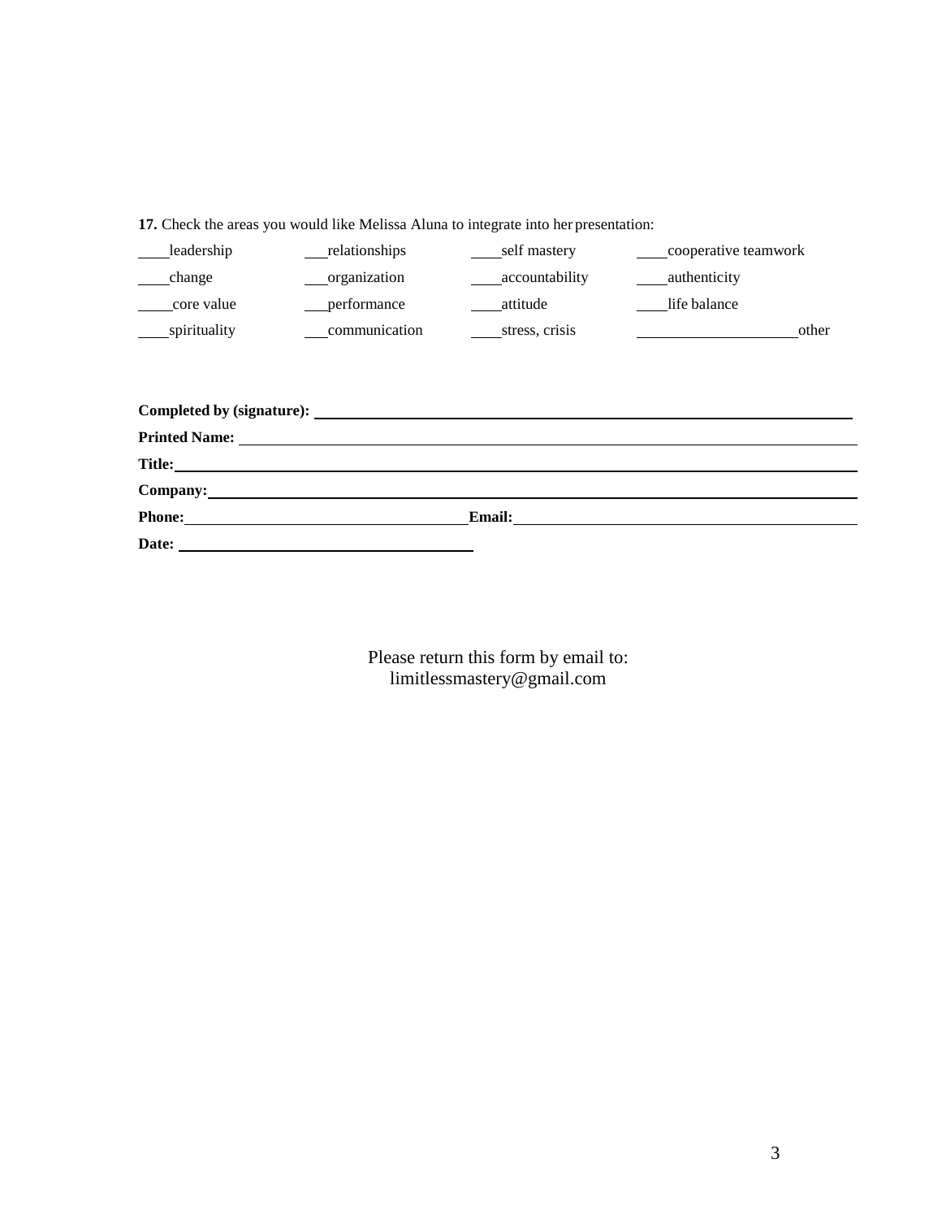**17.** Check the areas you would like Melissa Aluna to integrate into her presentation:

| | | | |
|---|---|---|---|
| ____leadership | ___relationships | ____self mastery | ____cooperative teamwork |
| ____change | ___organization | ____accountability | ____authenticity |
| _____core value | ___performance | ____attitude | ____life balance |
| ____spirituality | ___communication | ____stress, crisis | ____________________other |

**Completed by (signature):** ____________________________________________

**Printed Name:** ____________________________________________

**Title:** ____________________________________________

**Company:** ____________________________________________

**Phone:** ______________________ **Email:** ______________________

**Date:** ______________________

Please return this form by email to:
limitlessmastery@gmail.com